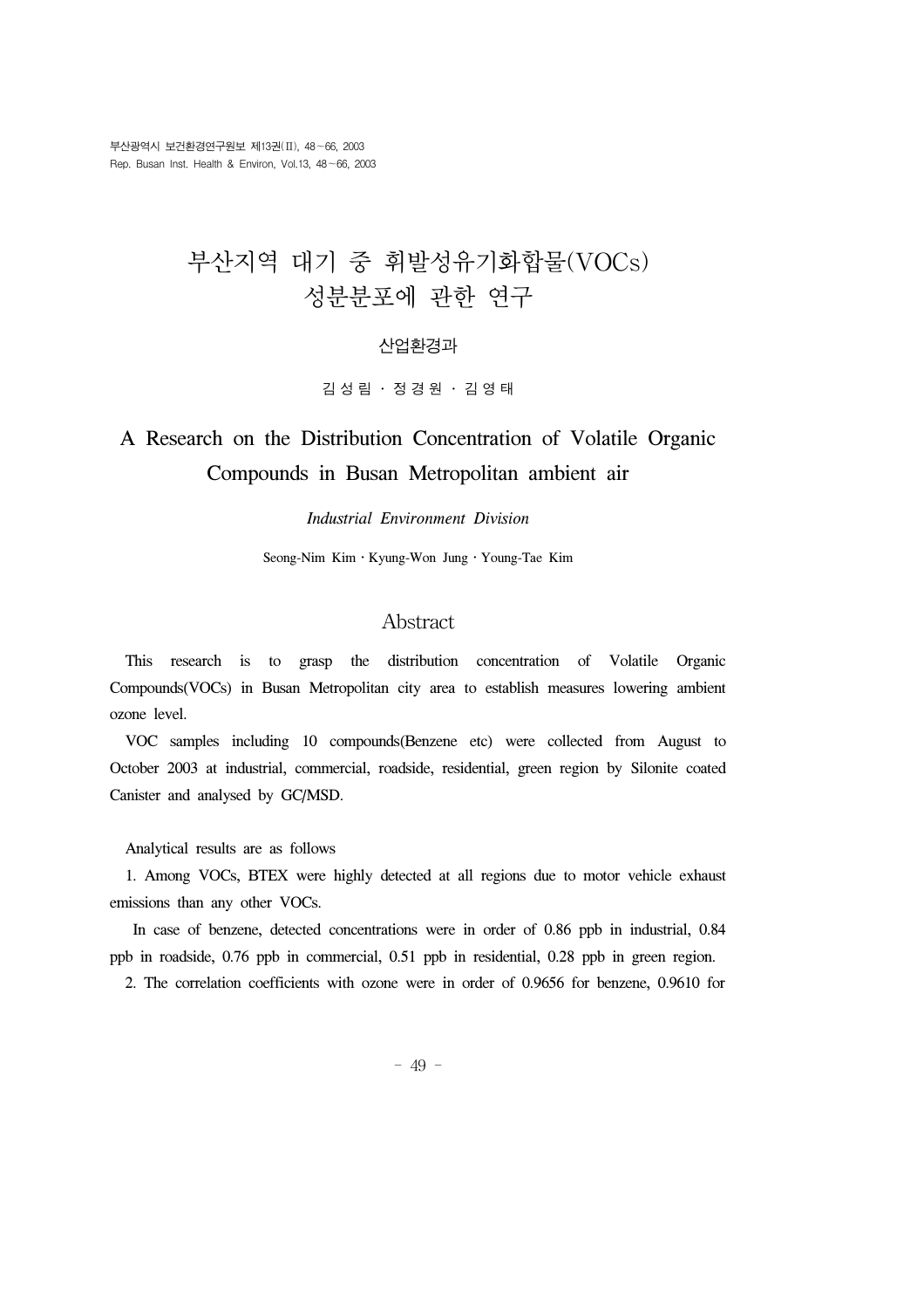# 부산지역 대기 중 휘발성유기화합물(VOCs) 성분분포에 관한 연구

산업환경과

김 성 림 · 정 경 원 · 김 영 태

# A Research on the Distribution Concentration of Volatile Organic Compounds in Busan Metropolitan ambient air

*Industrial Environment Division*

Seong-Nim Kim · Kyung-Won Jung · Young-Tae Kim

## Abstract

This research is to grasp the distribution concentration of Volatile Organic Compounds(VOCs) in Busan Metropolitan city area to establish measures lowering ambient ozone level.

VOC samples including 10 compounds(Benzene etc) were collected from August to October 2003 at industrial, commercial, roadside, residential, green region by Silonite coated Canister and analysed by GC/MSD.

Analytical results are as follows

1. Among VOCs, BTEX were highly detected at all regions due to motor vehicle exhaust emissions than any other VOCs.

In case of benzene, detected concentrations were in order of 0.86 ppb in industrial, 0.84 ppb in roadside, 0.76 ppb in commercial, 0.51 ppb in residential, 0.28 ppb in green region.

2. The correlation coefficients with ozone were in order of 0.9656 for benzene, 0.9610 for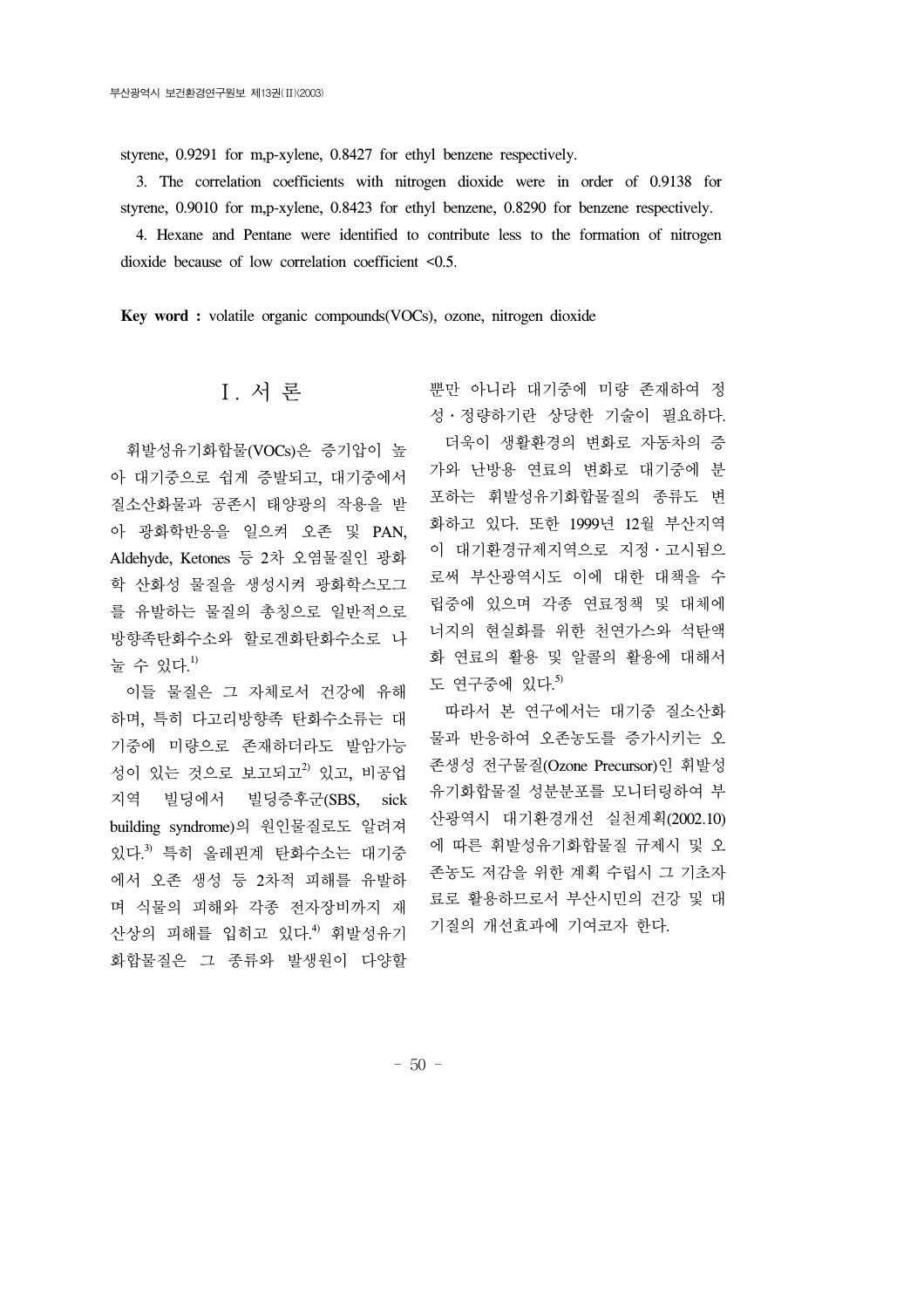styrene, 0.9291 for m,p-xylene, 0.8427 for ethyl benzene respectively.

3. The correlation coefficients with nitrogen dioxide were in order of 0.9138 for styrene, 0.9010 for m,p-xylene, 0.8423 for ethyl benzene, 0.8290 for benzene respectively.

4. Hexane and Pentane were identified to contribute less to the formation of nitrogen dioxide because of low correlation coefficient <0.5.

**Key word :** volatile organic compounds(VOCs), ozone, nitrogen dioxide

## Ⅰ. 서 론

휘발성유기화합물(VOCs)은 증기압이 높아 대기중으로 쉽게 증발되고, 대기중에서 질소산화물과 공존시 태양광의 작용을 받아 광화학반응을 일으켜 오존 및 PAN, Aldehyde, Ketones 등 2차 오염물질인 광화학 산화성 물질을 생성시켜 광화학스모그를 유발하는 물질의 총칭으로 일반적으로 방향족탄화수소와 할로겐화탄화수소로 나눌 수 있다.[1]

이들 물질은 그 자체로서 건강에 유해하며, 특히 다고리방향족 탄화수소류는 대기중에 미량으로 존재하더라도 발암가능성이 있는 것으로 보고되고[2] 있고, 비공업지역 빌딩에서 빌딩증후군(SBS, sick building syndrome)의 원인물질로도 알려져 있다.[3] 특히 올레핀계 탄화수소는 대기중에서 오존 생성 등 2차적 피해를 유발하며 식물의 피해와 각종 전자장비까지 재산상의 피해를 입히고 있다.[4] 휘발성유기화합물질은 그 종류와 발생원이 다양할 뿐만 아니라 대기중에 미량 존재하여 정성・정량하기란 상당한 기술이 필요하다.

더욱이 생활환경의 변화로 자동차의 증가와 난방용 연료의 변화로 대기중에 분포하는 휘발성유기화합물질의 종류도 변화하고 있다. 또한 1999년 12월 부산지역이 대기환경규제지역으로 지정・고시됨으로써 부산광역시도 이에 대한 대책을 수립중에 있으며 각종 연료정책 및 대체에너지의 현실화를 위한 천연가스와 석탄액화 연료의 활용 및 알콜의 활용에 대해서도 연구중에 있다.[5]

따라서 본 연구에서는 대기중 질소산화물과 반응하여 오존농도를 증가시키는 오존생성 전구물질(Ozone Precursor)인 휘발성유기화합물질 성분분포를 모니터링하여 부산광역시 대기환경개선 실천계획(2002.10)에 따른 휘발성유기화합물질 규제시 및 오존농도 저감을 위한 계획 수립시 그 기초자료로 활용하므로서 부산시민의 건강 및 대기질의 개선효과에 기여코자 한다.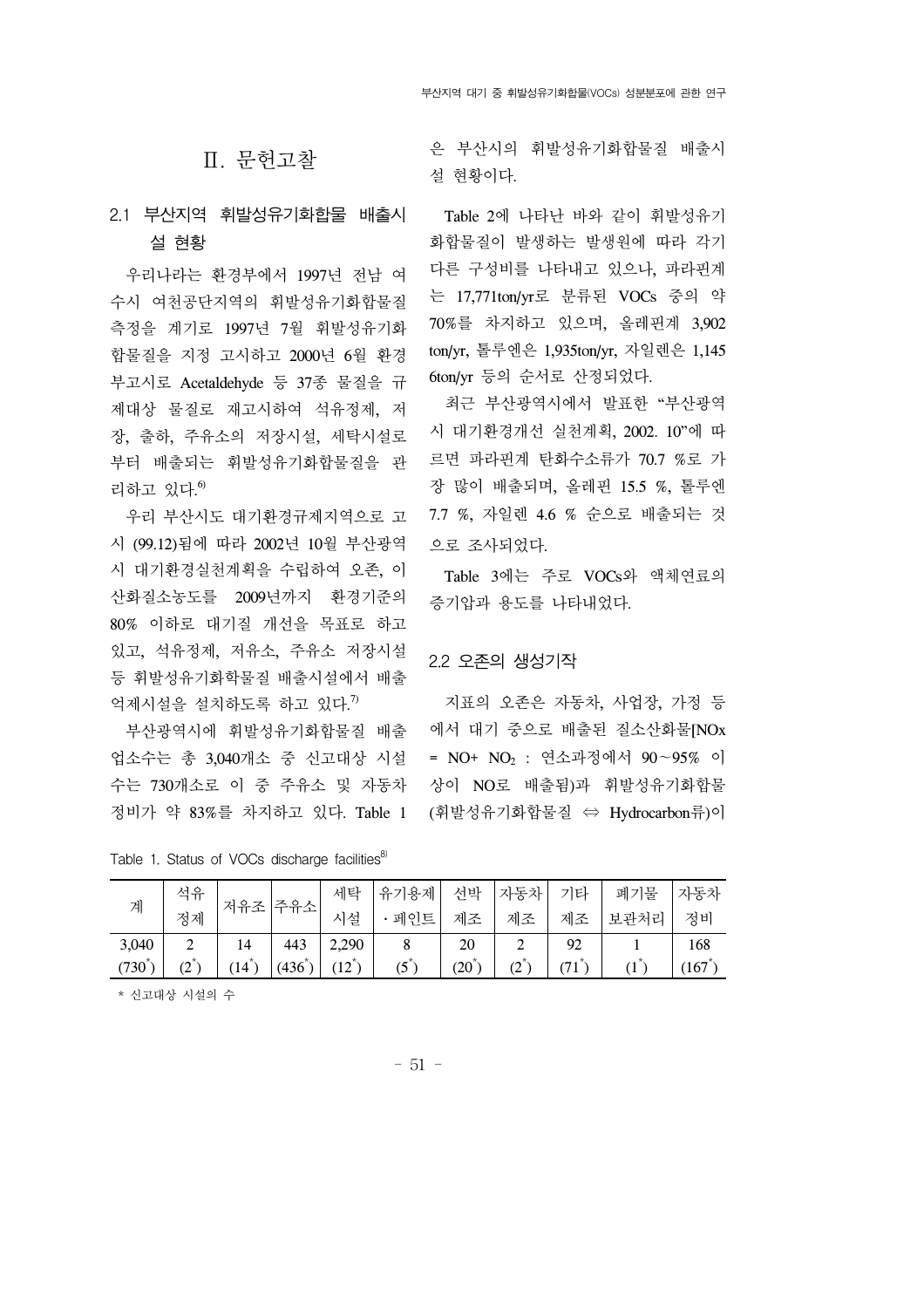# Ⅱ. 문헌고찰

## 2.1 부산지역 휘발성유기화합물 배출시설 현황

우리나라는 환경부에서 1997년 전남 여수시 여천공단지역의 휘발성유기화합물질 측정을 계기로 1997년 7월 휘발성유기화합물질을 지정 고시하고 2000년 6월 환경부고시로 Acetaldehyde 등 37종 물질을 규제대상 물질로 재고시하여 석유정제, 저장, 출하, 주유소의 저장시설, 세탁시설로부터 배출되는 휘발성유기화합물질을 관리하고 있다.[6]

우리 부산시도 대기환경규제지역으로 고시 (99.12)됨에 따라 2002년 10월 부산광역시 대기환경실천계획을 수립하여 오존, 이산화질소농도를 2009년까지 환경기준의 80% 이하로 대기질 개선을 목표로 하고 있고, 석유정제, 저유소, 주유소 저장시설 등 휘발성유기화학물질 배출시설에서 배출억제시설을 설치하도록 하고 있다.[7]

부산광역시에 휘발성유기화합물질 배출업소수는 총 3,040개소 중 신고대상 시설수는 730개소로 이 중 주유소 및 자동차 정비가 약 83%를 차지하고 있다. Table 1은 부산시의 휘발성유기화합물질 배출시설 현황이다.

Table 2에 나타난 바와 같이 휘발성유기화합물질이 발생하는 발생원에 따라 각기 다른 구성비를 나타내고 있으나, 파라핀계는 17,771ton/yr로 분류된 VOCs 중의 약 70%를 차지하고 있으며, 올레핀계 3,902 ton/yr, 톨루엔은 1,935ton/yr, 자일렌은 1,1456ton/yr 등의 순서로 산정되었다.

최근 부산광역시에서 발표한 "부산광역시 대기환경개선 실천계획, 2002. 10"에 따르면 파라핀계 탄화수소류가 70.7 %로 가장 많이 배출되며, 올레핀 15.5 %, 톨루엔 7.7 %, 자일렌 4.6 % 순으로 배출되는 것으로 조사되었다.

Table 3에는 주로 VOCs와 액체연료의 증기압과 용도를 나타내었다.

## 2.2 오존의 생성기작

지표의 오존은 자동차, 사업장, 가정 등에서 대기 중으로 배출된 질소산화물[$NO_x$ = NO+ $NO_2$ : 연소과정에서 90～95% 이상이 NO로 배출됨)과 휘발성유기화합물(휘발성유기화합물질 ⇔ Hydrocarbon류)이

Table 1. Status of VOCs discharge facilities[8]

| 계 | 석유정제 | 저유조 | 주유소 | 세탁시설 | 유기용제·페인트 | 선박제조 | 자동차제조 | 기타제조 | 폐기물보관처리 | 자동차정비 |
|---|---|---|---|---|---|---|---|---|---|---|
| 3,040 (730*) | 2 (2*) | 14 (14*) | 443 (436*) | 2,290 (12*) | 8 (5*) | 20 (20*) | 2 (2*) | 92 (71*) | 1 (1*) | 168 (167*) |

* 신고대상 시설의 수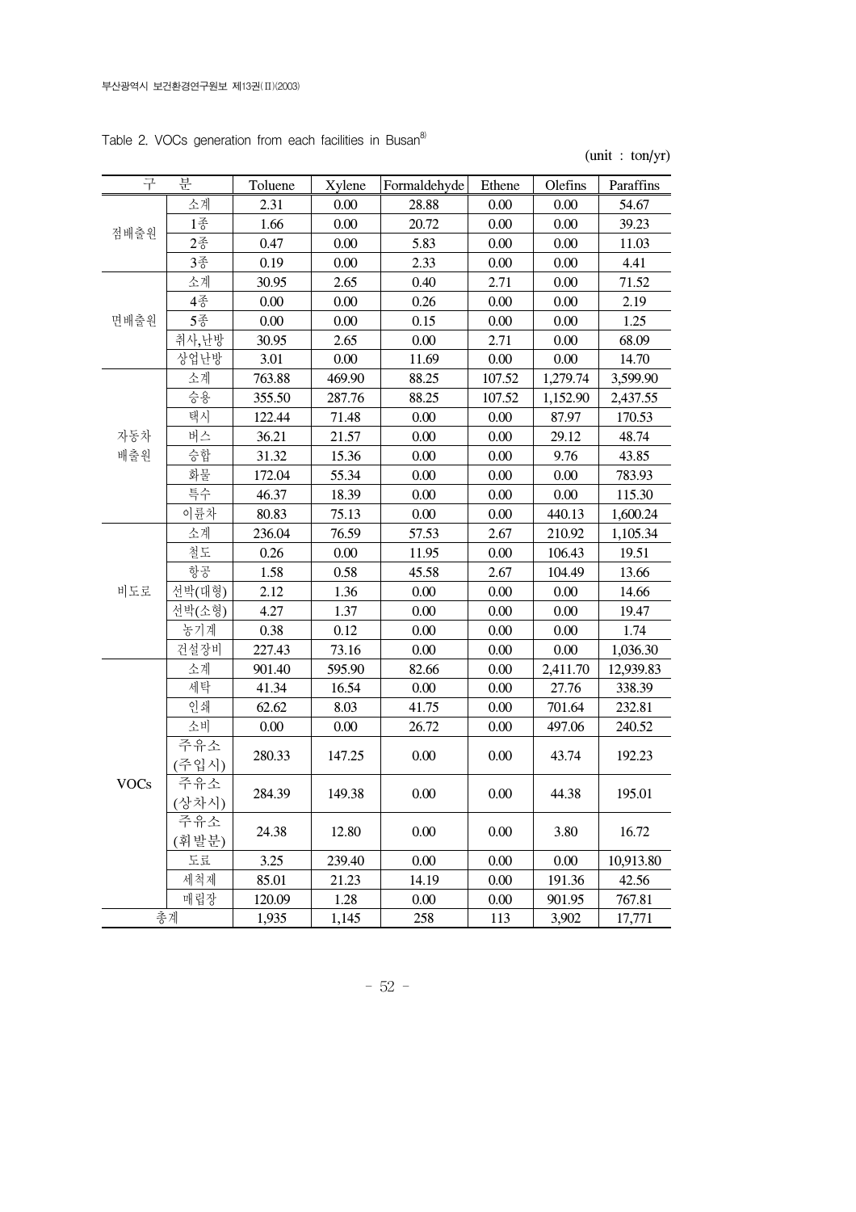Table 2. VOCs generation from each facilities in Busan[8]

(unit : ton/yr)

| 구 분 | | Toluene | Xylene | Formaldehyde | Ethene | Olefins | Paraffins |
|---|---|---|---|---|---|---|---|
| 점배출원 | 소계 | 2.31 | 0.00 | 28.88 | 0.00 | 0.00 | 54.67 |
| | 1종 | 1.66 | 0.00 | 20.72 | 0.00 | 0.00 | 39.23 |
| | 2종 | 0.47 | 0.00 | 5.83 | 0.00 | 0.00 | 11.03 |
| | 3종 | 0.19 | 0.00 | 2.33 | 0.00 | 0.00 | 4.41 |
| 면배출원 | 소계 | 30.95 | 2.65 | 0.40 | 2.71 | 0.00 | 71.52 |
| | 4종 | 0.00 | 0.00 | 0.26 | 0.00 | 0.00 | 2.19 |
| | 5종 | 0.00 | 0.00 | 0.15 | 0.00 | 0.00 | 1.25 |
| | 취사,난방 | 30.95 | 2.65 | 0.00 | 2.71 | 0.00 | 68.09 |
| | 상업난방 | 3.01 | 0.00 | 11.69 | 0.00 | 0.00 | 14.70 |
| 자동차 배출원 | 소계 | 763.88 | 469.90 | 88.25 | 107.52 | 1,279.74 | 3,599.90 |
| | 승용 | 355.50 | 287.76 | 88.25 | 107.52 | 1,152.90 | 2,437.55 |
| | 택시 | 122.44 | 71.48 | 0.00 | 0.00 | 87.97 | 170.53 |
| | 버스 | 36.21 | 21.57 | 0.00 | 0.00 | 29.12 | 48.74 |
| | 승합 | 31.32 | 15.36 | 0.00 | 0.00 | 9.76 | 43.85 |
| | 화물 | 172.04 | 55.34 | 0.00 | 0.00 | 0.00 | 783.93 |
| | 특수 | 46.37 | 18.39 | 0.00 | 0.00 | 0.00 | 115.30 |
| | 이륜차 | 80.83 | 75.13 | 0.00 | 0.00 | 440.13 | 1,600.24 |
| 비도로 | 소계 | 236.04 | 76.59 | 57.53 | 2.67 | 210.92 | 1,105.34 |
| | 철도 | 0.26 | 0.00 | 11.95 | 0.00 | 106.43 | 19.51 |
| | 항공 | 1.58 | 0.58 | 45.58 | 2.67 | 104.49 | 13.66 |
| | 선박(대형) | 2.12 | 1.36 | 0.00 | 0.00 | 0.00 | 14.66 |
| | 선박(소형) | 4.27 | 1.37 | 0.00 | 0.00 | 0.00 | 19.47 |
| | 농기계 | 0.38 | 0.12 | 0.00 | 0.00 | 0.00 | 1.74 |
| | 건설장비 | 227.43 | 73.16 | 0.00 | 0.00 | 0.00 | 1,036.30 |
| VOCs | 소계 | 901.40 | 595.90 | 82.66 | 0.00 | 2,411.70 | 12,939.83 |
| | 세탁 | 41.34 | 16.54 | 0.00 | 0.00 | 27.76 | 338.39 |
| | 인쇄 | 62.62 | 8.03 | 41.75 | 0.00 | 701.64 | 232.81 |
| | 소비 | 0.00 | 0.00 | 26.72 | 0.00 | 497.06 | 240.52 |
| | 주유소 (주입시) | 280.33 | 147.25 | 0.00 | 0.00 | 43.74 | 192.23 |
| | 주유소 (상차시) | 284.39 | 149.38 | 0.00 | 0.00 | 44.38 | 195.01 |
| | 주유소 (휘발분) | 24.38 | 12.80 | 0.00 | 0.00 | 3.80 | 16.72 |
| | 도료 | 3.25 | 239.40 | 0.00 | 0.00 | 0.00 | 10,913.80 |
| | 세척제 | 85.01 | 21.23 | 14.19 | 0.00 | 191.36 | 42.56 |
| | 매립장 | 120.09 | 1.28 | 0.00 | 0.00 | 901.95 | 767.81 |
| 총계 | | 1,935 | 1,145 | 258 | 113 | 3,902 | 17,771 |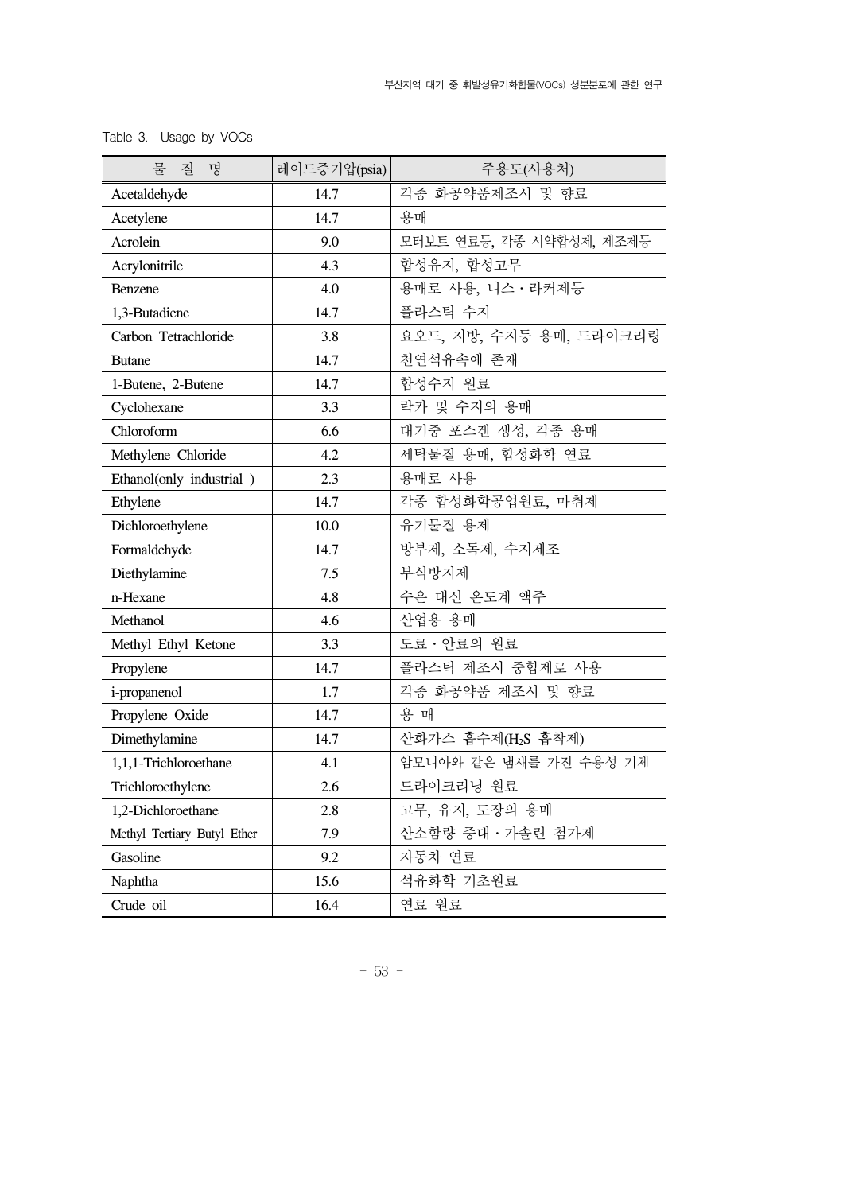Table 3. Usage by VOCs

| 물 질 명 | 레이드증기압(psia) | 주용도(사용처) |
|---|---|---|
| Acetaldehyde | 14.7 | 각종 화공약품제조시 및 향료 |
| Acetylene | 14.7 | 용매 |
| Acrolein | 9.0 | 모터보트 연료등, 각종 시약합성제, 제조제등 |
| Acrylonitrile | 4.3 | 합성유지, 합성고무 |
| Benzene | 4.0 | 용매로 사용, 니스・라커제등 |
| 1,3-Butadiene | 14.7 | 플라스틱 수지 |
| Carbon Tetrachloride | 3.8 | 요오드, 지방, 수지등 용매, 드라이크리링 |
| Butane | 14.7 | 천연석유속에 존재 |
| 1-Butene, 2-Butene | 14.7 | 합성수지 원료 |
| Cyclohexane | 3.3 | 락카 및 수지의 용매 |
| Chloroform | 6.6 | 대기중 포스겐 생성, 각종 용매 |
| Methylene Chloride | 4.2 | 세탁물질 용매, 합성화학 연료 |
| Ethanol(only industrial ) | 2.3 | 용매로 사용 |
| Ethylene | 14.7 | 각종 합성화학공업원료, 마취제 |
| Dichloroethylene | 10.0 | 유기물질 용제 |
| Formaldehyde | 14.7 | 방부제, 소독제, 수지제조 |
| Diethylamine | 7.5 | 부식방지제 |
| n-Hexane | 4.8 | 수은 대신 온도계 액주 |
| Methanol | 4.6 | 산업용 용매 |
| Methyl Ethyl Ketone | 3.3 | 도료・안료의 원료 |
| Propylene | 14.7 | 플라스틱 제조시 중합제로 사용 |
| i-propanenol | 1.7 | 각종 화공약품 제조시 및 향료 |
| Propylene Oxide | 14.7 | 용 매 |
| Dimethylamine | 14.7 | 산화가스 흡수제($H_2S$ 흡착제) |
| 1,1,1-Trichloroethane | 4.1 | 암모니아와 같은 냄새를 가진 수용성 기체 |
| Trichloroethylene | 2.6 | 드라이크리닝 원료 |
| 1,2-Dichloroethane | 2.8 | 고무, 유지, 도장의 용매 |
| Methyl Tertiary Butyl Ether | 7.9 | 산소함량 증대・가솔린 첨가제 |
| Gasoline | 9.2 | 자동차 연료 |
| Naphtha | 15.6 | 석유화학 기초원료 |
| Crude oil | 16.4 | 연료 원료 |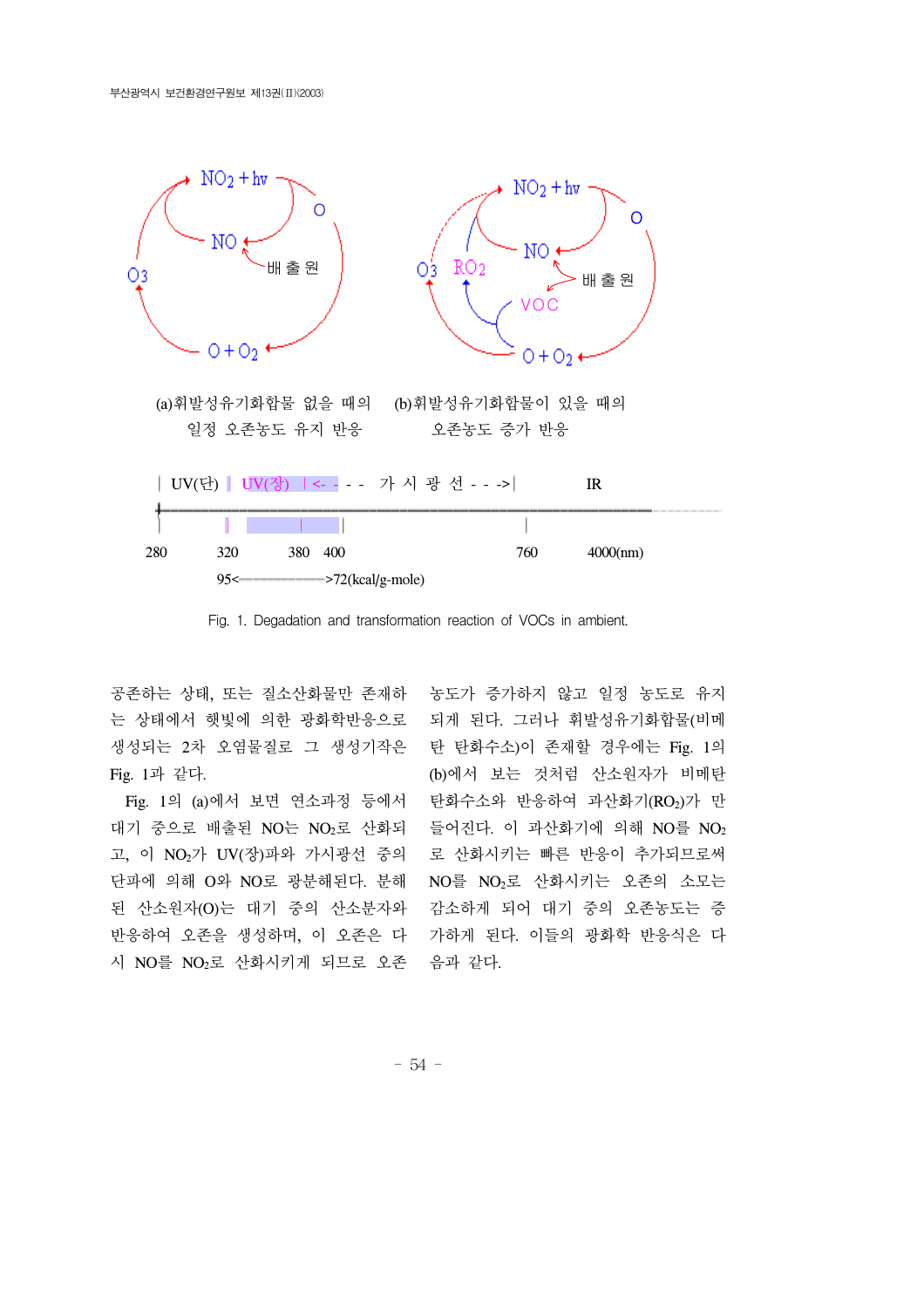(a)휘발성유기화합물 없을 때의 일정 오존농도 유지 반응

(b)휘발성유기화합물이 있을 때의 오존농도 증가 반응

| UV(단) | UV(장) | <- - - 가 시 광 선 - - ->| IR

280 320 380 400 760 4000(nm)

95<————————>72(kcal/g-mole)

Fig. 1. Degadation and transformation reaction of VOCs in ambient.

공존하는 상태, 또는 질소산화물만 존재하는 상태에서 햇빛에 의한 광화학반응으로 생성되는 2차 오염물질로 그 생성기작은 Fig. 1과 같다.

Fig. 1의 (a)에서 보면 연소과정 등에서 대기 중으로 배출된 NO는 $NO_2$로 산화되고, 이 $NO_2$가 UV(장)파와 가시광선 중의 단파에 의해 O와 NO로 광분해된다. 분해된 산소원자(O)는 대기 중의 산소분자와 반응하여 오존을 생성하며, 이 오존은 다시 NO를 $NO_2$로 산화시키게 되므로 오존 농도가 증가하지 않고 일정 농도로 유지되게 된다. 그러나 휘발성유기화합물(비메탄 탄화수소)이 존재할 경우에는 Fig. 1의 (b)에서 보는 것처럼 산소원자가 비메탄 탄화수소와 반응하여 과산화기($RO_2$)가 만들어진다. 이 과산화기에 의해 NO를 $NO_2$로 산화시키는 빠른 반응이 추가되므로써 NO를 $NO_2$로 산화시키는 오존의 소모는 감소하게 되어 대기 중의 오존농도는 증가하게 된다. 이들의 광화학 반응식은 다음과 같다.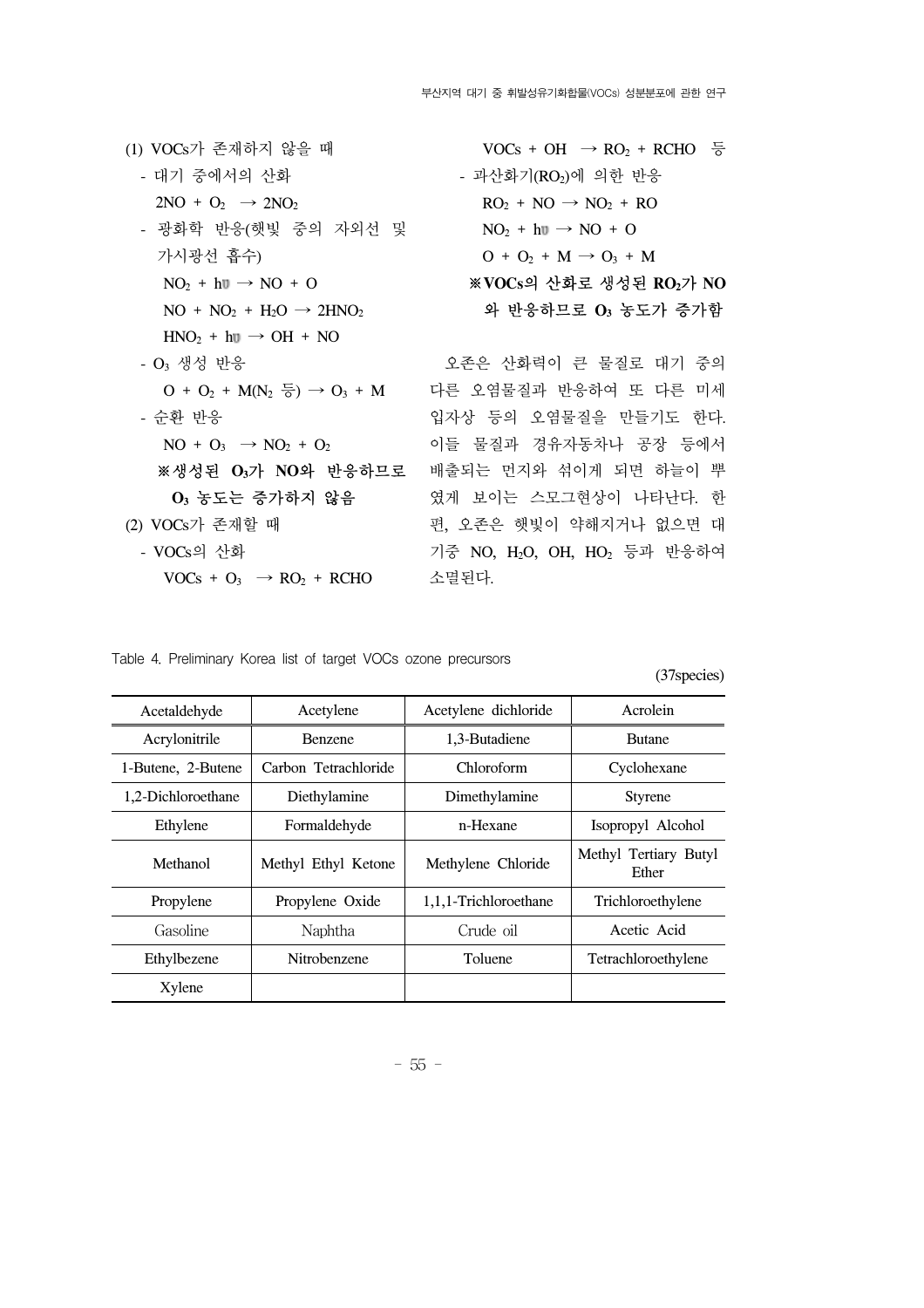(1) VOCs가 존재하지 않을 때

- 대기 중에서의 산화

  $2NO + O_2 \rightarrow 2NO_2$

- 광화학 반응(햇빛 중의 자외선 및 가시광선 흡수)

  $NO_2 + h\nu \rightarrow NO + O$

  $NO + NO_2 + H_2O \rightarrow 2HNO_2$

  $HNO_2 + h\nu \rightarrow OH + NO$

- $O_3$ 생성 반응

  $O + O_2 + M(N_2 \text{ 등}) \rightarrow O_3 + M$

- 순환 반응

  $NO + O_3 \rightarrow NO_2 + O_2$

  **※생성된 $O_3$가 NO와 반응하므로 $O_3$ 농도는 증가하지 않음**

(2) VOCs가 존재할 때

- VOCs의 산화

  $VOCs + O_3 \rightarrow RO_2 + RCHO$

  $VOCs + OH \rightarrow RO_2 + RCHO$ 등

- 과산화기($RO_2$)에 의한 반응

  $RO_2 + NO \rightarrow NO_2 + RO$

  $NO_2 + h\nu \rightarrow NO + O$

  $O + O_2 + M \rightarrow O_3 + M$

  **※VOCs의 산화로 생성된 $RO_2$가 NO와 반응하므로 $O_3$ 농도가 증가함**

오존은 산화력이 큰 물질로 대기 중의 다른 오염물질과 반응하여 또 다른 미세입자상 등의 오염물질을 만들기도 한다. 이들 물질과 경유자동차나 공장 등에서 배출되는 먼지와 섞이게 되면 하늘이 뿌옇게 보이는 스모그현상이 나타난다. 한편, 오존은 햇빛이 약해지거나 없으면 대기중 NO, $H_2O$, OH, $HO_2$ 등과 반응하여 소멸된다.

Table 4. Preliminary Korea list of target VOCs ozone precursors

(37species)

| Acetaldehyde | Acetylene | Acetylene dichloride | Acrolein |
|---|---|---|---|
| Acrylonitrile | Benzene | 1,3-Butadiene | Butane |
| 1-Butene, 2-Butene | Carbon Tetrachloride | Chloroform | Cyclohexane |
| 1,2-Dichloroethane | Diethylamine | Dimethylamine | Styrene |
| Ethylene | Formaldehyde | n-Hexane | Isopropyl Alcohol |
| Methanol | Methyl Ethyl Ketone | Methylene Chloride | Methyl Tertiary Butyl Ether |
| Propylene | Propylene Oxide | 1,1,1-Trichloroethane | Trichloroethylene |
| Gasoline | Naphtha | Crude oil | Acetic Acid |
| Ethylbezene | Nitrobenzene | Toluene | Tetrachloroethylene |
| Xylene | | | |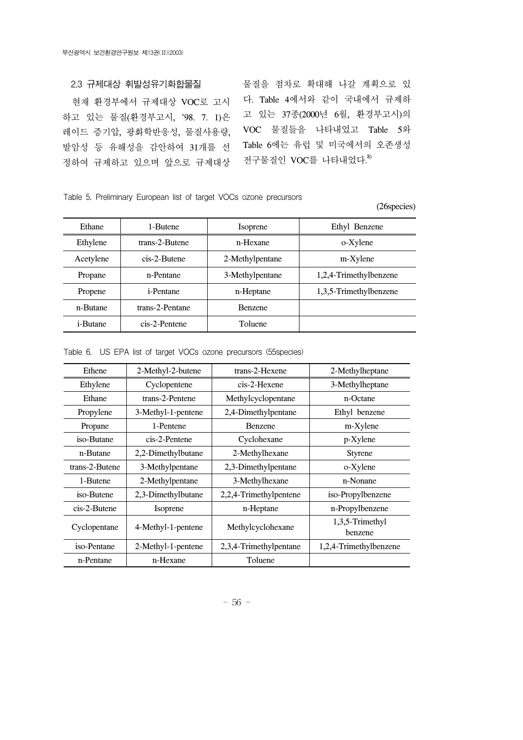### 2.3 규제대상 휘발성유기화합물질

현재 환경부에서 규제대상 VOC로 고시하고 있는 물질(환경부고시, '98. 7. 1)은 레이드 증기압, 광화학반응성, 물질사용량, 발암성 등 유해성을 감안하여 31개를 선정하여 규제하고 있으며 앞으로 규제대상 물질을 점차로 확대해 나갈 계획으로 있다. Table 4에서와 같이 국내에서 규제하고 있는 37종(2000년 6월, 환경부고시)의 VOC 물질들을 나타내었고 Table 5와 Table 6에는 유럽 및 미국에서의 오존생성 전구물질인 VOC를 나타내었다.[8)]

Table 5. Preliminary European list of target VOCs ozone precursors

(26species)

| Ethane | 1-Butene | Isoprene | Ethyl Benzene |
|---|---|---|---|
| Ethylene | trans-2-Butene | n-Hexane | o-Xylene |
| Acetylene | cis-2-Butene | 2-Methylpentane | m-Xylene |
| Propane | n-Pentane | 3-Methylpentane | 1,2,4-Trimethylbenzene |
| Propene | i-Pentane | n-Heptane | 1,3,5-Trimethylbenzene |
| n-Butane | trans-2-Pentane | Benzene | |
| i-Butane | cis-2-Pentene | Toluene | |

Table 6. US EPA list of target VOCs ozone precursors (55species)

| Ethene | 2-Methyl-2-butene | trans-2-Hexene | 2-Methylheptane |
|---|---|---|---|
| Ethylene | Cyclopentene | cis-2-Hexene | 3-Methylheptane |
| Ethane | trans-2-Pentene | Methylcyclopentane | n-Octane |
| Propylene | 3-Methyl-1-pentene | 2,4-Dimethylpentane | Ethyl benzene |
| Propane | 1-Pentene | Benzene | m-Xylene |
| iso-Butane | cis-2-Pentene | Cyclohexane | p-Xylene |
| n-Butane | 2,2-Dimethylbutane | 2-Methylhexane | Styrene |
| trans-2-Butene | 3-Methylpentane | 2,3-Dimethylpentane | o-Xylene |
| 1-Butene | 2-Methylpentane | 3-Methylhexane | n-Nonane |
| iso-Butene | 2,3-Dimethylbutane | 2,2,4-Trimethylpentene | iso-Propylbenzene |
| cis-2-Butene | Isoprene | n-Heptane | n-Propylbenzene |
| Cyclopentane | 4-Methyl-1-pentene | Methylcyclohexane | 1,3,5-Trimethyl benzene |
| iso-Pentane | 2-Methyl-1-pentene | 2,3,4-Trimethylpentane | 1,2,4-Trimethylbenzene |
| n-Pentane | n-Hexane | Toluene | |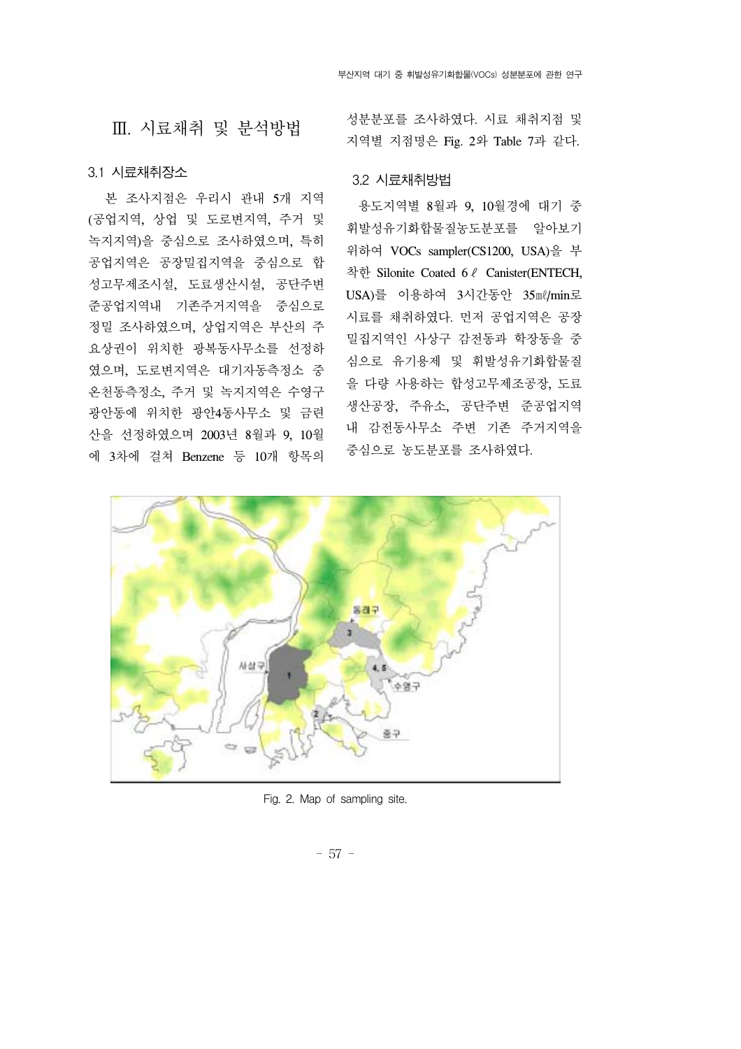# Ⅲ. 시료채취 및 분석방법

## 3.1 시료채취장소

본 조사지점은 우리시 관내 5개 지역(공업지역, 상업 및 도로변지역, 주거 및 녹지지역)을 중심으로 조사하였으며, 특히 공업지역은 공장밀집지역을 중심으로 합성고무제조시설, 도료생산시설, 공단주변 준공업지역내 기존주거지역을 중심으로 정밀 조사하였으며, 상업지역은 부산의 주요상권이 위치한 광복동사무소를 선정하였으며, 도로변지역은 대기자동측정소 중 온천동측정소, 주거 및 녹지지역은 수영구 광안동에 위치한 광안4동사무소 및 금련산을 선정하였으며 2003년 8월과 9, 10월에 3차에 걸쳐 Benzene 등 10개 항목의 성분분포를 조사하였다. 시료 채취지점 및 지역별 지점명은 Fig. 2와 Table 7과 같다.

## 3.2 시료채취방법

용도지역별 8월과 9, 10월경에 대기 중 휘발성유기화합물질농도분포를 알아보기 위하여 VOCs sampler(CS1200, USA)을 부착한 Silonite Coated 6ℓ Canister(ENTECH, USA)를 이용하여 3시간동안 35㎖/min로 시료를 채취하였다. 먼저 공업지역은 공장밀집지역인 사상구 감전동과 학장동을 중심으로 유기용제 및 휘발성유기화합물질을 다량 사용하는 합성고무제조공장, 도료생산공장, 주유소, 공단주변 준공업지역내 감전동사무소 주변 기존 주거지역을 중심으로 농도분포를 조사하였다.

Fig. 2. Map of sampling site.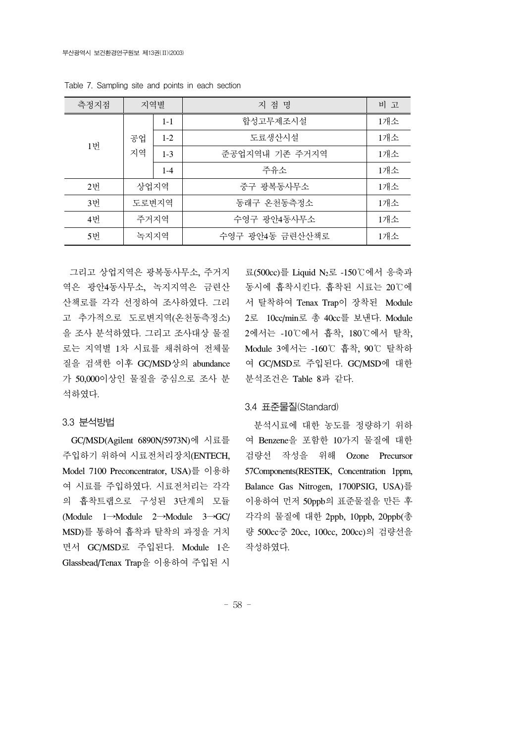Table 7. Sampling site and points in each section

| 측정지점 | 지역별 | | 지 점 명 | 비 고 |
|---|---|---|---|---|
| 1번 | 공업지역 | 1-1 | 합성고무제조시설 | 1개소 |
| | | 1-2 | 도료생산시설 | 1개소 |
| | | 1-3 | 준공업지역내 기존 주거지역 | 1개소 |
| | | 1-4 | 주유소 | 1개소 |
| 2번 | 상업지역 | | 중구 광복동사무소 | 1개소 |
| 3번 | 도로변지역 | | 동래구 온천동측정소 | 1개소 |
| 4번 | 주거지역 | | 수영구 광안4동사무소 | 1개소 |
| 5번 | 녹지지역 | | 수영구 광안4동 금련산산책로 | 1개소 |

그리고 상업지역은 광복동사무소, 주거지역은 광안4동사무소, 녹지지역은 금련산 산책로를 각각 선정하여 조사하였다. 그리고 추가적으로 도로변지역(온천동측정소)을 조사 분석하였다. 그리고 조사대상 물질로는 지역별 1차 시료를 채취하여 전체물질을 검색한 이후 GC/MSD상의 abundance가 50,000이상인 물질을 중심으로 조사 분석하였다.

### 3.3 분석방법

GC/MSD(Agilent 6890N/5973N)에 시료를 주입하기 위하여 시료전처리장치(ENTECH, Model 7100 Preconcentrator, USA)를 이용하여 시료를 주입하였다. 시료전처리는 각각의 흡착트랩으로 구성된 3단계의 모듈(Module 1→Module 2→Module 3→GC/MSD)를 통하여 흡착과 탈착의 과정을 거치면서 GC/MSD로 주입된다. Module 1은 Glassbead/Tenax Trap을 이용하여 주입된 시료(500cc)를 Liquid $N_2$로 -150℃에서 응축과 동시에 흡착시킨다. 흡착된 시료는 20℃에서 탈착하여 Tenax Trap이 장착된 Module 2로 10cc/min로 총 40cc를 보낸다. Module 2에서는 -10℃에서 흡착, 180℃에서 탈착, Module 3에서는 -160℃ 흡착, 90℃ 탈착하여 GC/MSD로 주입된다. GC/MSD에 대한 분석조건은 Table 8과 같다.

### 3.4 표준물질(Standard)

분석시료에 대한 농도를 정량하기 위하여 Benzene을 포함한 10가지 물질에 대한 검량선 작성을 위해 Ozone Precursor 57Components(RESTEK, Concentration 1ppm, Balance Gas Nitrogen, 1700PSIG, USA)를 이용하여 먼저 50ppb의 표준물질을 만든 후 각각의 물질에 대한 2ppb, 10ppb, 20ppb(총량 500cc중 20cc, 100cc, 200cc)의 검량선을 작성하였다.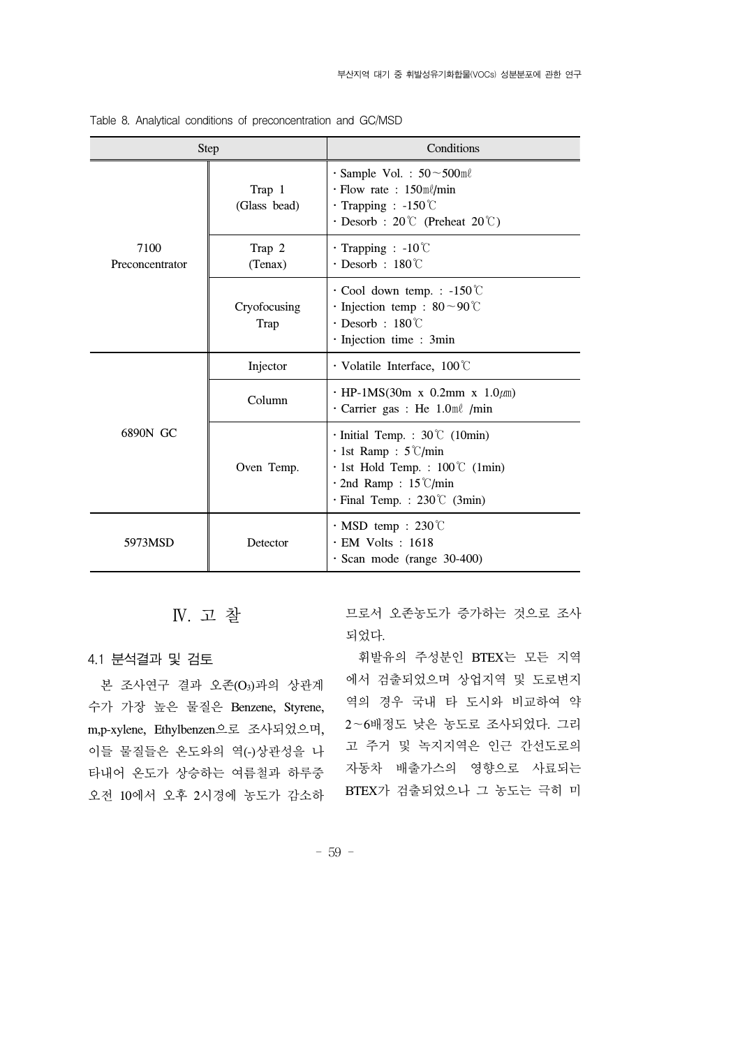Table 8. Analytical conditions of preconcentration and GC/MSD

| Step | | Conditions |
|---|---|---|
| 7100 Preconcentrator | Trap 1 (Glass bead) | · Sample Vol. : 50～500㎖<br>· Flow rate : 150㎖/min<br>· Trapping : -150℃<br>· Desorb : 20℃ (Preheat 20℃) |
| | Trap 2 (Tenax) | · Trapping : -10℃<br>· Desorb : 180℃ |
| | Cryofocusing Trap | · Cool down temp. : -150℃<br>· Injection temp : 80～90℃<br>· Desorb : 180℃<br>· Injection time : 3min |
| 6890N GC | Injector | · Volatile Interface, 100℃ |
| | Column | · HP-1MS(30m x 0.2mm x 1.0㎛)<br>· Carrier gas : He 1.0㎖ /min |
| | Oven Temp. | · Initial Temp. : 30℃ (10min)<br>· 1st Ramp : 5℃/min<br>· 1st Hold Temp. : 100℃ (1min)<br>· 2nd Ramp : 15℃/min<br>· Final Temp. : 230℃ (3min) |
| 5973MSD | Detector | · MSD temp : 230℃<br>· EM Volts : 1618<br>· Scan mode (range 30-400) |

# Ⅳ. 고 찰

## 4.1 분석결과 및 검토

본 조사연구 결과 오존($O_3$)과의 상관계수가 가장 높은 물질은 Benzene, Styrene, m,p-xylene, Ethylbenzen으로 조사되었으며, 이들 물질들은 온도와의 역(-)상관성을 나타내어 온도가 상승하는 여름철과 하루중 오전 10에서 오후 2시경에 농도가 감소하므로서 오존농도가 증가하는 것으로 조사되었다.

휘발유의 주성분인 BTEX는 모든 지역에서 검출되었으며 상업지역 및 도로변지역의 경우 국내 타 도시와 비교하여 약 2～6배정도 낮은 농도로 조사되었다. 그리고 주거 및 녹지지역은 인근 간선도로의 자동차 배출가스의 영향으로 사료되는 BTEX가 검출되었으나 그 농도는 극히 미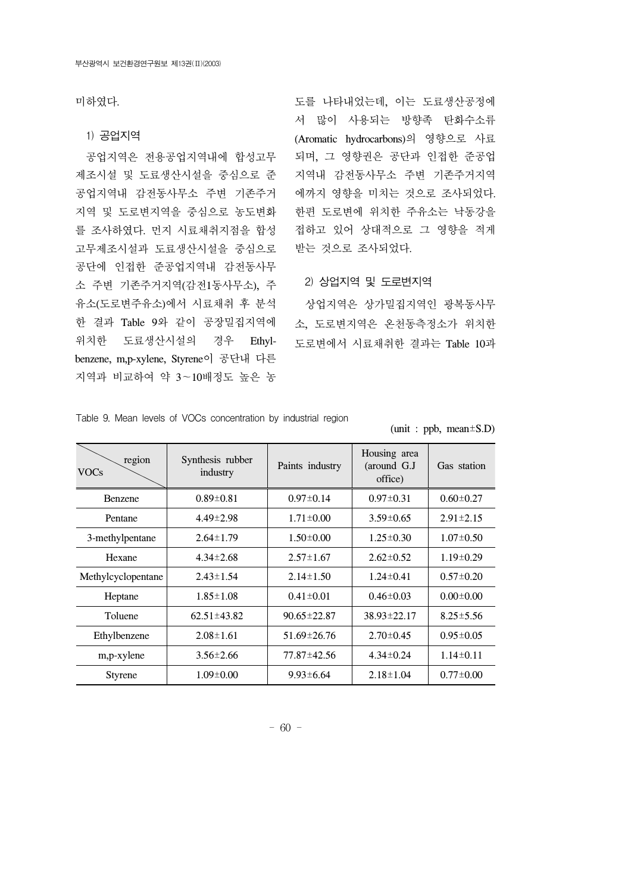미하였다.

### 1) 공업지역

공업지역은 전용공업지역내에 합성고무 제조시설 및 도료생산시설을 중심으로 준공업지역내 감전동사무소 주변 기존주거지역 및 도로변지역을 중심으로 농도변화를 조사하였다. 먼저 시료채취지점을 합성고무제조시설과 도료생산시설을 중심으로 공단에 인접한 준공업지역내 감전동사무소 주변 기존주거지역(감전1동사무소), 주유소(도로변주유소)에서 시료채취 후 분석한 결과 Table 9와 같이 공장밀집지역에 위치한 도료생산시설의 경우 Ethylbenzene, m,p-xylene, Styrene이 공단내 다른 지역과 비교하여 약 3~10배정도 높은 농도를 나타내었는데, 이는 도료생산공정에서 많이 사용되는 방향족 탄화수소류(Aromatic hydrocarbons)의 영향으로 사료되며, 그 영향권은 공단과 인접한 준공업지역내 감전동사무소 주변 기존주거지역에까지 영향을 미치는 것으로 조사되었다. 한편 도로변에 위치한 주유소는 낙동강을 접하고 있어 상대적으로 그 영향을 적게 받는 것으로 조사되었다.

### 2) 상업지역 및 도로변지역

상업지역은 상가밀집지역인 광복동사무소, 도로변지역은 온천동측정소가 위치한 도로변에서 시료채취한 결과는 Table 10과

Table 9. Mean levels of VOCs concentration by industrial region

(unit : ppb, mean±S.D)

| VOCs \ region | Synthesis rubber industry | Paints industry | Housing area (around G.J office) | Gas station |
|---|---|---|---|---|
| Benzene | 0.89±0.81 | 0.97±0.14 | 0.97±0.31 | 0.60±0.27 |
| Pentane | 4.49±2.98 | 1.71±0.00 | 3.59±0.65 | 2.91±2.15 |
| 3-methylpentane | 2.64±1.79 | 1.50±0.00 | 1.25±0.30 | 1.07±0.50 |
| Hexane | 4.34±2.68 | 2.57±1.67 | 2.62±0.52 | 1.19±0.29 |
| Methylcyclopentane | 2.43±1.54 | 2.14±1.50 | 1.24±0.41 | 0.57±0.20 |
| Heptane | 1.85±1.08 | 0.41±0.01 | 0.46±0.03 | 0.00±0.00 |
| Toluene | 62.51±43.82 | 90.65±22.87 | 38.93±22.17 | 8.25±5.56 |
| Ethylbenzene | 2.08±1.61 | 51.69±26.76 | 2.70±0.45 | 0.95±0.05 |
| m,p-xylene | 3.56±2.66 | 77.87±42.56 | 4.34±0.24 | 1.14±0.11 |
| Styrene | 1.09±0.00 | 9.93±6.64 | 2.18±1.04 | 0.77±0.00 |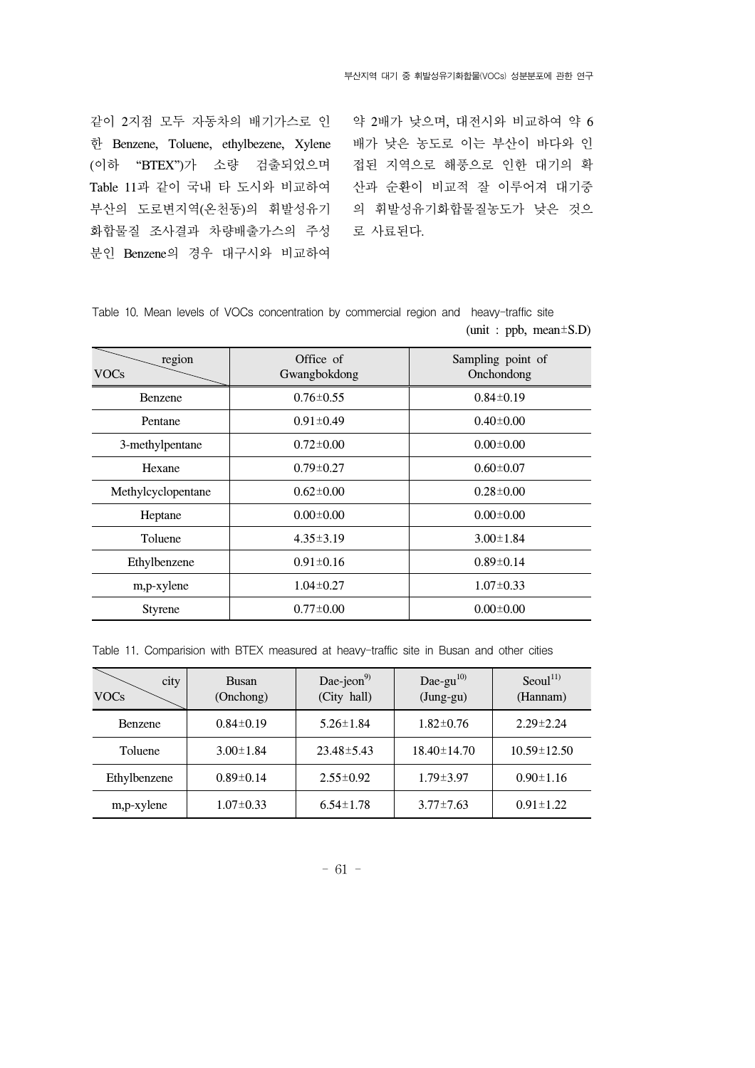같이 2지점 모두 자동차의 배기가스로 인한 Benzene, Toluene, ethylbezene, Xylene (이하 "BTEX")가 소량 검출되었으며 Table 11과 같이 국내 타 도시와 비교하여 부산의 도로변지역(온천동)의 휘발성유기화합물질 조사결과 차량배출가스의 주성분인 Benzene의 경우 대구시와 비교하여 약 2배가 낮으며, 대전시와 비교하여 약 6배가 낮은 농도로 이는 부산이 바다와 인접된 지역으로 해풍으로 인한 대기의 확산과 순환이 비교적 잘 이루어져 대기중의 휘발성유기화합물질농도가 낮은 것으로 사료된다.

Table 10. Mean levels of VOCs concentration by commercial region and heavy-traffic site

(unit : ppb, mean±S.D)

| VOCs \ region | Office of Gwangbokdong | Sampling point of Onchondong |
|---|---|---|
| Benzene | 0.76±0.55 | 0.84±0.19 |
| Pentane | 0.91±0.49 | 0.40±0.00 |
| 3-methylpentane | 0.72±0.00 | 0.00±0.00 |
| Hexane | 0.79±0.27 | 0.60±0.07 |
| Methylcyclopentane | 0.62±0.00 | 0.28±0.00 |
| Heptane | 0.00±0.00 | 0.00±0.00 |
| Toluene | 4.35±3.19 | 3.00±1.84 |
| Ethylbenzene | 0.91±0.16 | 0.89±0.14 |
| m,p-xylene | 1.04±0.27 | 1.07±0.33 |
| Styrene | 0.77±0.00 | 0.00±0.00 |

Table 11. Comparision with BTEX measured at heavy-traffic site in Busan and other cities

| VOCs \ city | Busan (Onchong) | Dae-jeon[9] (City hall) | Dae-gu[10] (Jung-gu) | Seoul[11] (Hannam) |
|---|---|---|---|---|
| Benzene | 0.84±0.19 | 5.26±1.84 | 1.82±0.76 | 2.29±2.24 |
| Toluene | 3.00±1.84 | 23.48±5.43 | 18.40±14.70 | 10.59±12.50 |
| Ethylbenzene | 0.89±0.14 | 2.55±0.92 | 1.79±3.97 | 0.90±1.16 |
| m,p-xylene | 1.07±0.33 | 6.54±1.78 | 3.77±7.63 | 0.91±1.22 |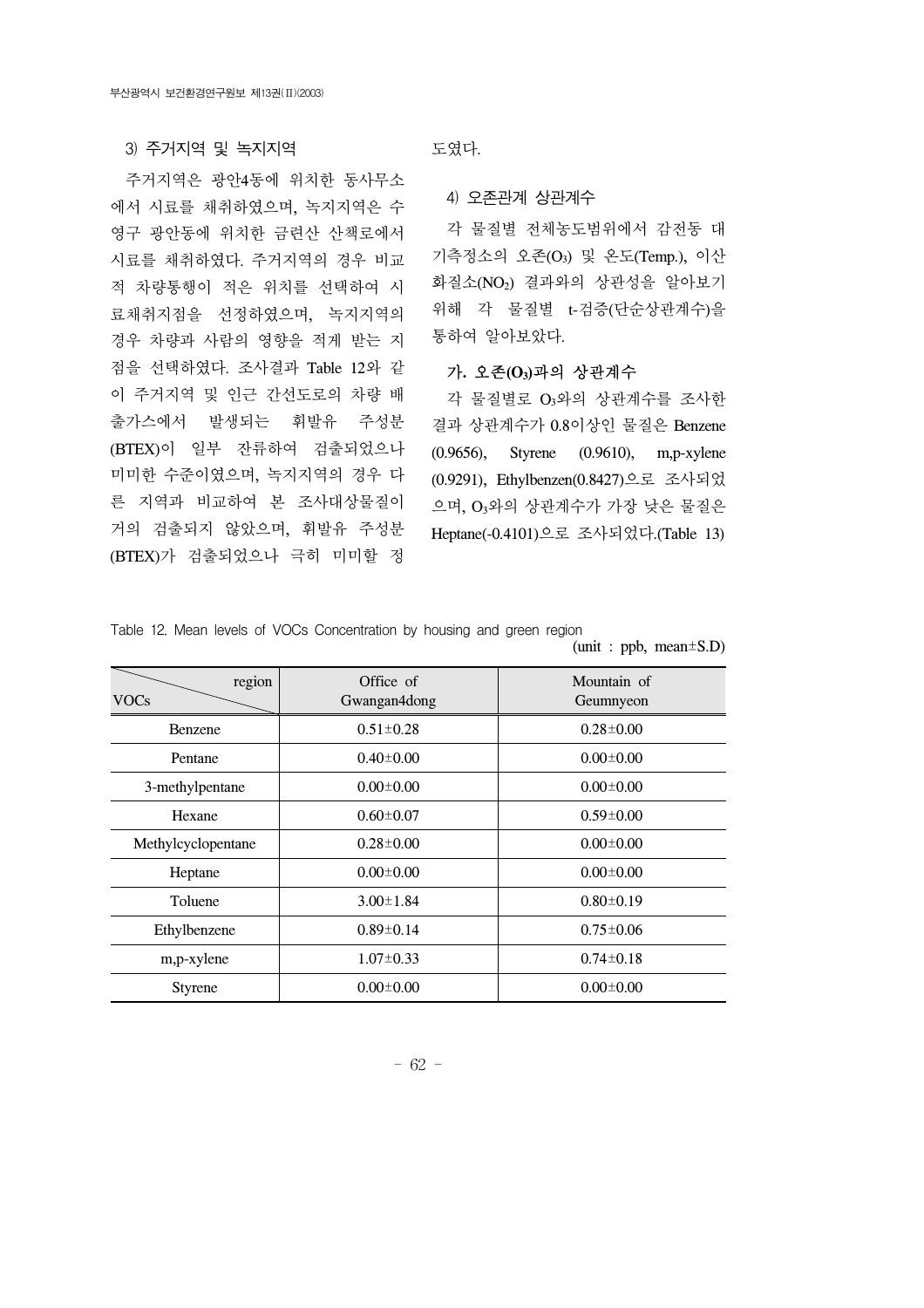### 3) 주거지역 및 녹지지역

주거지역은 광안4동에 위치한 동사무소에서 시료를 채취하였으며, 녹지지역은 수영구 광안동에 위치한 금련산 산책로에서 시료를 채취하였다. 주거지역의 경우 비교적 차량통행이 적은 위치를 선택하여 시료채취지점을 선정하였으며, 녹지지역의 경우 차량과 사람의 영향을 적게 받는 지점을 선택하였다. 조사결과 Table 12와 같이 주거지역 및 인근 간선도로의 차량 배출가스에서 발생되는 휘발유 주성분(BTEX)이 일부 잔류하여 검출되었으나 미미한 수준이였으며, 녹지지역의 경우 다른 지역과 비교하여 본 조사대상물질이 거의 검출되지 않았으며, 휘발유 주성분(BTEX)가 검출되었으나 극히 미미할 정도였다.

### 4) 오존관계 상관계수

각 물질별 전체농도범위에서 감전동 대기측정소의 오존($O_3$) 및 온도(Temp.), 이산화질소($NO_2$) 결과와의 상관성을 알아보기 위해 각 물질별 t-검증(단순상관계수)을 통하여 알아보았다.

#### 가. 오존($O_3$)과의 상관계수

각 물질별로 $O_3$와의 상관계수를 조사한 결과 상관계수가 0.8이상인 물질은 Benzene (0.9656), Styrene (0.9610), m,p-xylene (0.9291), Ethylbenzen(0.8427)으로 조사되었으며, $O_3$와의 상관계수가 가장 낮은 물질은 Heptane(-0.4101)으로 조사되었다.(Table 13)

Table 12. Mean levels of VOCs Concentration by housing and green region

(unit : ppb, mean±S.D)

| VOCs \ region | Office of Gwangan4dong | Mountain of Geumnyeon |
|---|---|---|
| Benzene | 0.51±0.28 | 0.28±0.00 |
| Pentane | 0.40±0.00 | 0.00±0.00 |
| 3-methylpentane | 0.00±0.00 | 0.00±0.00 |
| Hexane | 0.60±0.07 | 0.59±0.00 |
| Methylcyclopentane | 0.28±0.00 | 0.00±0.00 |
| Heptane | 0.00±0.00 | 0.00±0.00 |
| Toluene | 3.00±1.84 | 0.80±0.19 |
| Ethylbenzene | 0.89±0.14 | 0.75±0.06 |
| m,p-xylene | 1.07±0.33 | 0.74±0.18 |
| Styrene | 0.00±0.00 | 0.00±0.00 |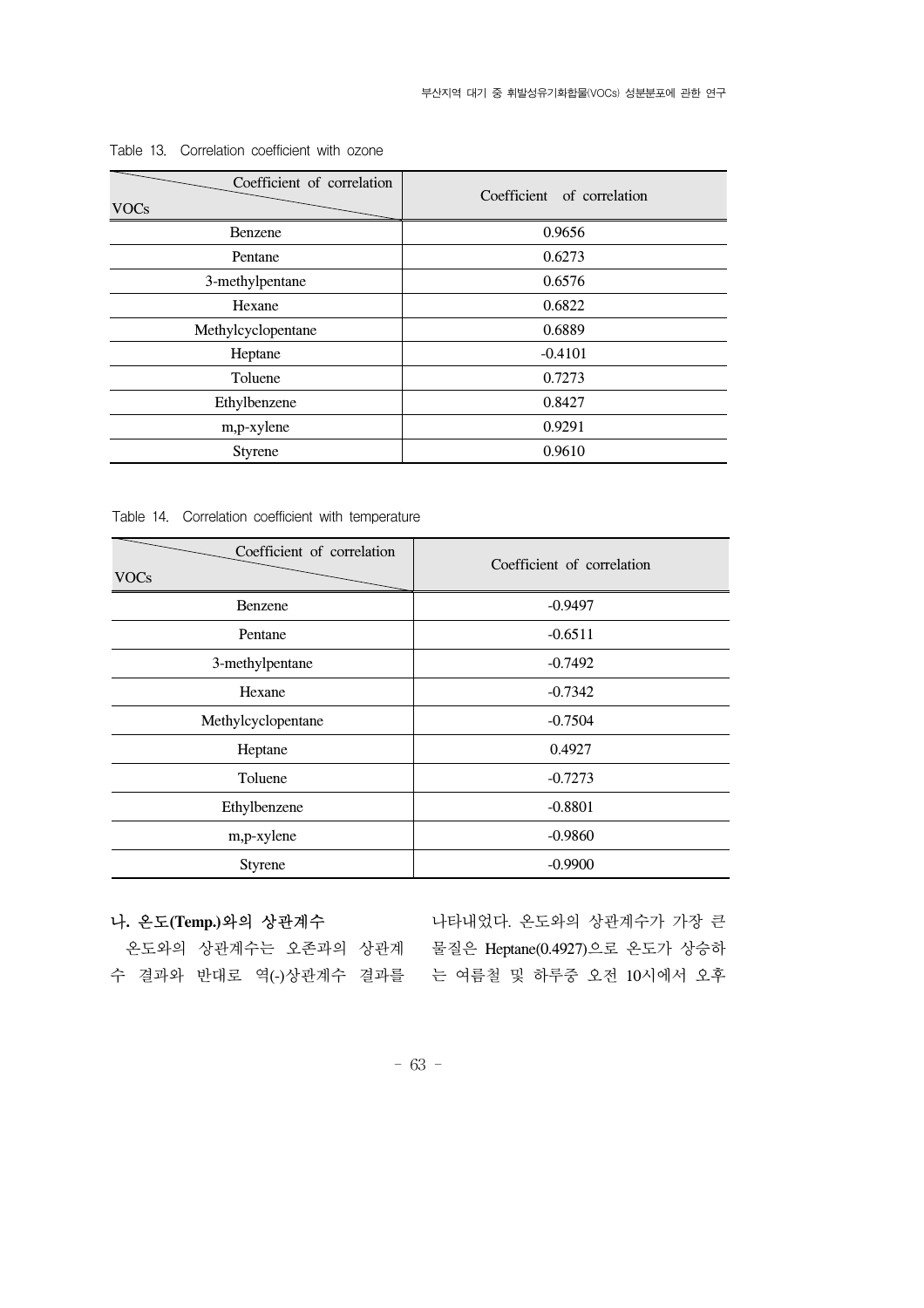Table 13. Correlation coefficient with ozone

| VOCs \ Coefficient of correlation | Coefficient of correlation |
|---|---|
| Benzene | 0.9656 |
| Pentane | 0.6273 |
| 3-methylpentane | 0.6576 |
| Hexane | 0.6822 |
| Methylcyclopentane | 0.6889 |
| Heptane | -0.4101 |
| Toluene | 0.7273 |
| Ethylbenzene | 0.8427 |
| m,p-xylene | 0.9291 |
| Styrene | 0.9610 |

Table 14. Correlation coefficient with temperature

| VOCs \ Coefficient of correlation | Coefficient of correlation |
|---|---|
| Benzene | -0.9497 |
| Pentane | -0.6511 |
| 3-methylpentane | -0.7492 |
| Hexane | -0.7342 |
| Methylcyclopentane | -0.7504 |
| Heptane | 0.4927 |
| Toluene | -0.7273 |
| Ethylbenzene | -0.8801 |
| m,p-xylene | -0.9860 |
| Styrene | -0.9900 |

**나. 온도(Temp.)와의 상관계수**

온도와의 상관계수는 오존과의 상관계수 결과와 반대로 역(-)상관계수 결과를 나타내었다. 온도와의 상관계수가 가장 큰 물질은 Heptane(0.4927)으로 온도가 상승하는 여름철 및 하루중 오전 10시에서 오후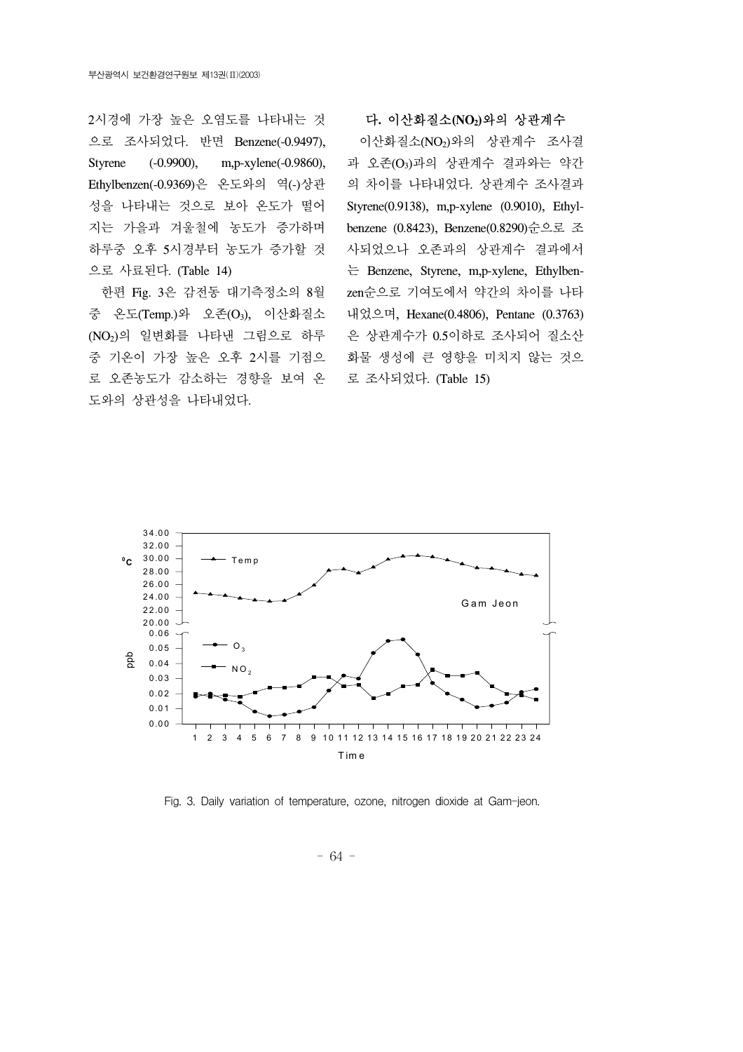2시경에 가장 높은 오염도를 나타내는 것으로 조사되었다. 반면 Benzene(-0.9497), Styrene (-0.9900), m,p-xylene(-0.9860), Ethylbenzen(-0.9369)은 온도와의 역(-)상관성을 나타내는 것으로 보아 온도가 떨어지는 가을과 겨울철에 농도가 증가하며 하루중 오후 5시경부터 농도가 증가할 것으로 사료된다. (Table 14)

한편 Fig. 3은 감전동 대기측정소의 8월 중 온도(Temp.)와 오존($O_3$), 이산화질소($NO_2$)의 일변화를 나타낸 그림으로 하루 중 기온이 가장 높은 오후 2시를 기점으로 오존농도가 감소하는 경향을 보여 온도와의 상관성을 나타내었다.

### 다. 이산화질소($NO_2$)와의 상관계수

이산화질소($NO_2$)와의 상관계수 조사결과 오존($O_3$)과의 상관계수 결과와는 약간의 차이를 나타내었다. 상관계수 조사결과 Styrene(0.9138), m,p-xylene (0.9010), Ethylbenzene (0.8423), Benzene(0.8290)순으로 조사되었으나 오존과의 상관계수 결과에서는 Benzene, Styrene, m,p-xylene, Ethylbenzen순으로 기여도에서 약간의 차이를 나타내었으며, Hexane(0.4806), Pentane (0.3763)은 상관계수가 0.5이하로 조사되어 질소산화물 생성에 큰 영향을 미치지 않는 것으로 조사되었다. (Table 15)

Fig. 3. Daily variation of temperature, ozone, nitrogen dioxide at Gam-jeon.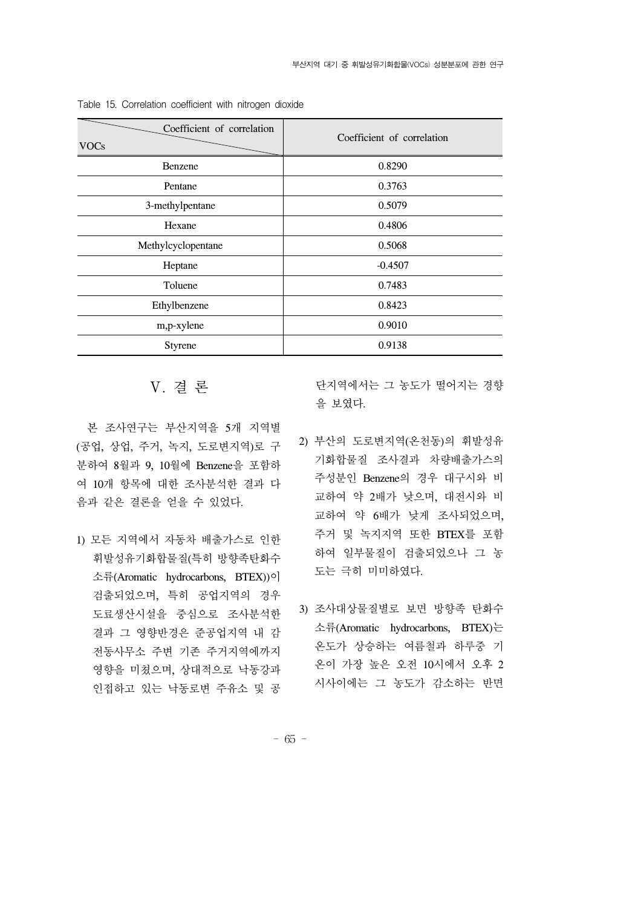Table 15. Correlation coefficient with nitrogen dioxide

| Coefficient of correlation / VOCs | Coefficient of correlation |
|---|---|
| Benzene | 0.8290 |
| Pentane | 0.3763 |
| 3-methylpentane | 0.5079 |
| Hexane | 0.4806 |
| Methylcyclopentane | 0.5068 |
| Heptane | -0.4507 |
| Toluene | 0.7483 |
| Ethylbenzene | 0.8423 |
| m,p-xylene | 0.9010 |
| Styrene | 0.9138 |

## V. 결 론

본 조사연구는 부산지역을 5개 지역별(공업, 상업, 주거, 녹지, 도로변지역)로 구분하여 8월과 9, 10월에 Benzene을 포함하여 10개 항목에 대한 조사분석한 결과 다음과 같은 결론을 얻을 수 있었다.

1) 모든 지역에서 자동차 배출가스로 인한 휘발성유기화합물질(특히 방향족탄화수소류(Aromatic hydrocarbons, BTEX))이 검출되었으며, 특히 공업지역의 경우 도료생산시설을 중심으로 조사분석한 결과 그 영향반경은 준공업지역 내 감전동사무소 주변 기존 주거지역에까지 영향을 미쳤으며, 상대적으로 낙동강과 인접하고 있는 낙동로변 주유소 및 공단지역에서는 그 농도가 떨어지는 경향을 보였다.

2) 부산의 도로변지역(온천동)의 휘발성유기화합물질 조사결과 차량배출가스의 주성분인 Benzene의 경우 대구시와 비교하여 약 2배가 낮으며, 대전시와 비교하여 약 6배가 낮게 조사되었으며, 주거 및 녹지지역 또한 BTEX를 포함하여 일부물질이 검출되었으나 그 농도는 극히 미미하였다.

3) 조사대상물질별로 보면 방향족 탄화수소류(Aromatic hydrocarbons, BTEX)는 온도가 상승하는 여름철과 하루중 기온이 가장 높은 오전 10시에서 오후 2시사이에는 그 농도가 감소하는 반면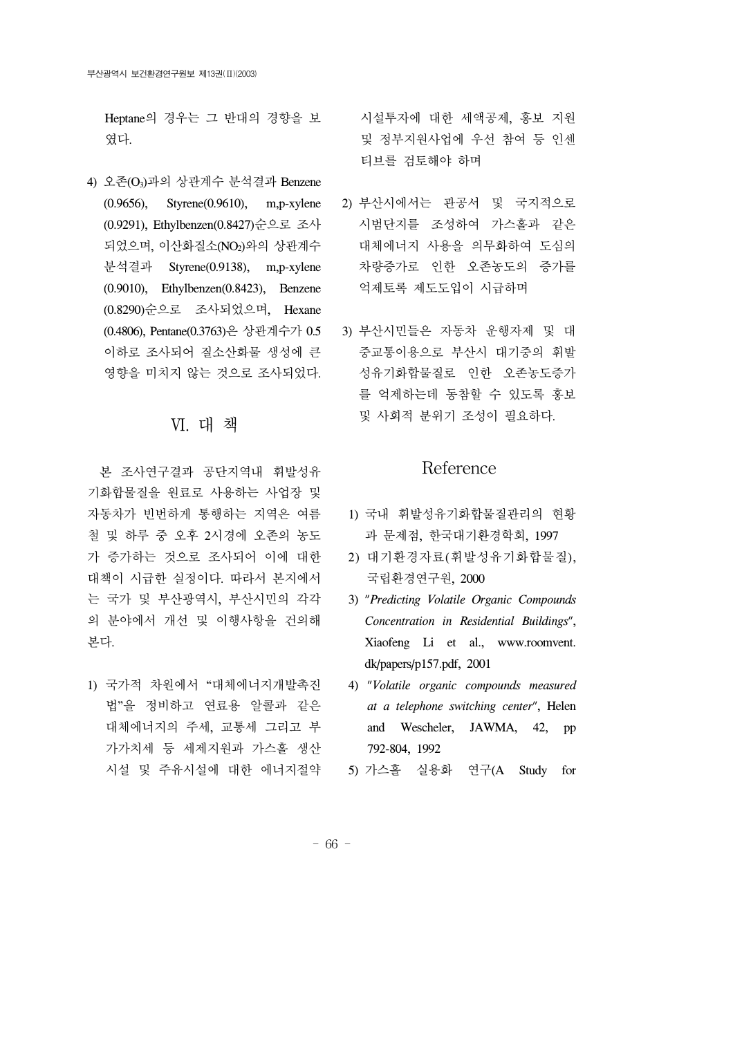Heptane의 경우는 그 반대의 경향을 보였다.

4) 오존($O_3$)과의 상관계수 분석결과 Benzene (0.9656), Styrene(0.9610), m,p-xylene (0.9291), Ethylbenzen(0.8427)순으로 조사되었으며, 이산화질소($NO_2$)와의 상관계수 분석결과 Styrene(0.9138), m,p-xylene (0.9010), Ethylbenzen(0.8423), Benzene (0.8290)순으로 조사되었으며, Hexane (0.4806), Pentane(0.3763)은 상관계수가 0.5 이하로 조사되어 질소산화물 생성에 큰 영향을 미치지 않는 것으로 조사되었다.

## Ⅵ. 대 책

본 조사연구결과 공단지역내 휘발성유기화합물질을 원료로 사용하는 사업장 및 자동차가 빈번하게 통행하는 지역은 여름철 및 하루 중 오후 2시경에 오존의 농도가 증가하는 것으로 조사되어 이에 대한 대책이 시급한 실정이다. 따라서 본지에서는 국가 및 부산광역시, 부산시민의 각각의 분야에서 개선 및 이행사항을 건의해 본다.

1) 국가적 차원에서 "대체에너지개발촉진법"을 정비하고 연료용 알콜과 같은 대체에너지의 주세, 교통세 그리고 부가가치세 등 세제지원과 가스홀 생산시설 및 주유시설에 대한 에너지절약시설투자에 대한 세액공제, 홍보 지원 및 정부지원사업에 우선 참여 등 인센티브를 검토해야 하며

2) 부산시에서는 관공서 및 국지적으로 시범단지를 조성하여 가스홀과 같은 대체에너지 사용을 의무화하여 도심의 차량증가로 인한 오존농도의 증가를 억제토록 제도도입이 시급하며

3) 부산시민들은 자동차 운행자제 및 대중교통이용으로 부산시 대기중의 휘발성유기화합물질로 인한 오존농도증가를 억제하는데 동참할 수 있도록 홍보 및 사회적 분위기 조성이 필요하다.

## Reference

1) 국내 휘발성유기화합물질관리의 현황과 문제점, 한국대기환경학회, 1997
2) 대기환경자료(휘발성유기화합물질), 국립환경연구원, 2000
3) "*Predicting Volatile Organic Compounds Concentration in Residential Buildings*", Xiaofeng Li et al., www.roomvent.dk/papers/p157.pdf, 2001
4) "*Volatile organic compounds measured at a telephone switching center*", Helen and Wescheler, JAWMA, 42, pp 792-804, 1992
5) 가스홀 실용화 연구(A Study for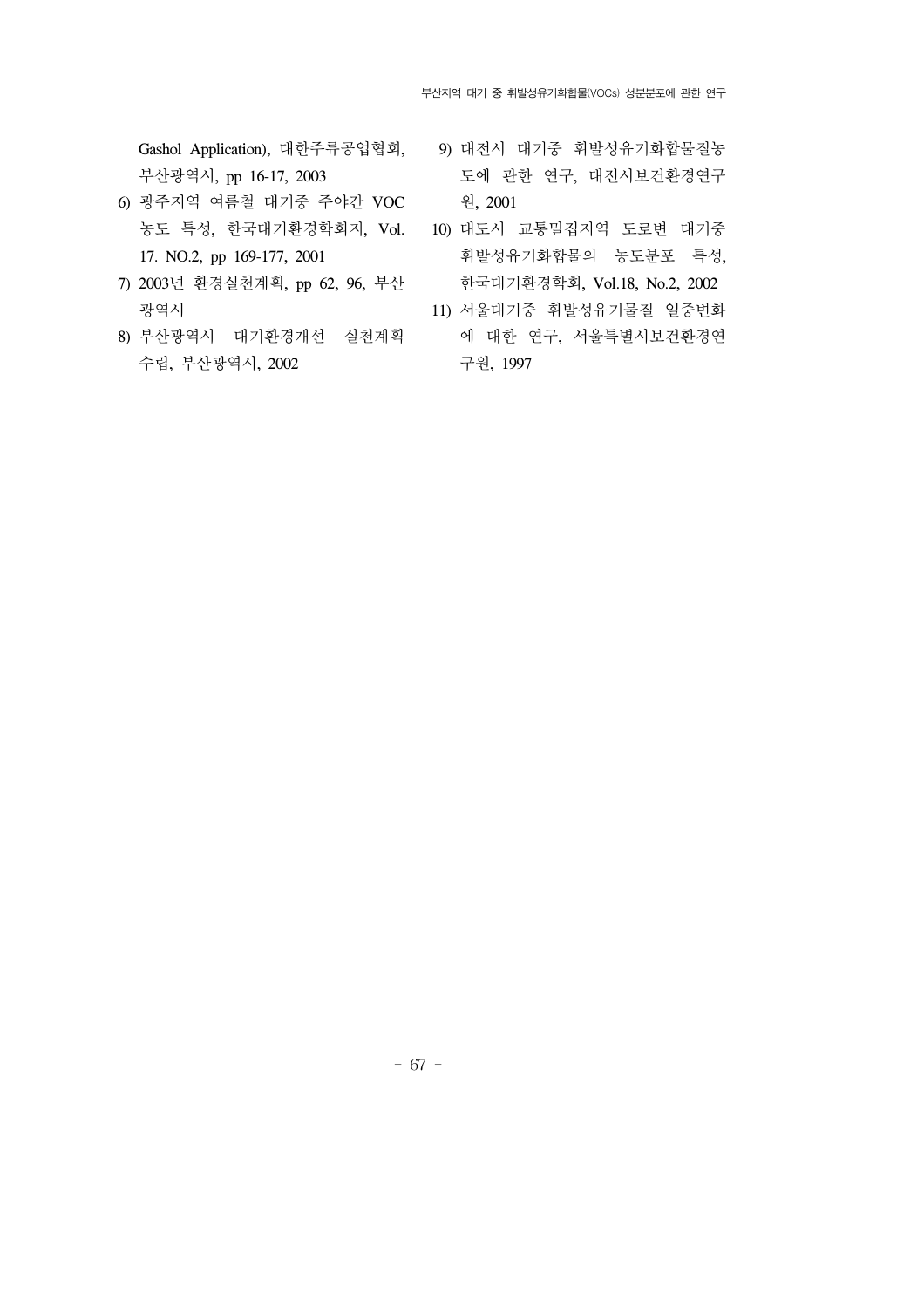Gashol Application), 대한주류공업협회, 부산광역시, pp 16-17, 2003

6) 광주지역 여름철 대기중 주야간 VOC 농도 특성, 한국대기환경학회지, Vol. 17. NO.2, pp 169-177, 2001
7) 2003년 환경실천계획, pp 62, 96, 부산광역시
8) 부산광역시 대기환경개선 실천계획 수립, 부산광역시, 2002
9) 대전시 대기중 휘발성유기화합물질농도에 관한 연구, 대전시보건환경연구원, 2001
10) 대도시 교통밀집지역 도로변 대기중 휘발성유기화합물의 농도분포 특성, 한국대기환경학회, Vol.18, No.2, 2002
11) 서울대기중 휘발성유기물질 일중변화에 대한 연구, 서울특별시보건환경연구원, 1997